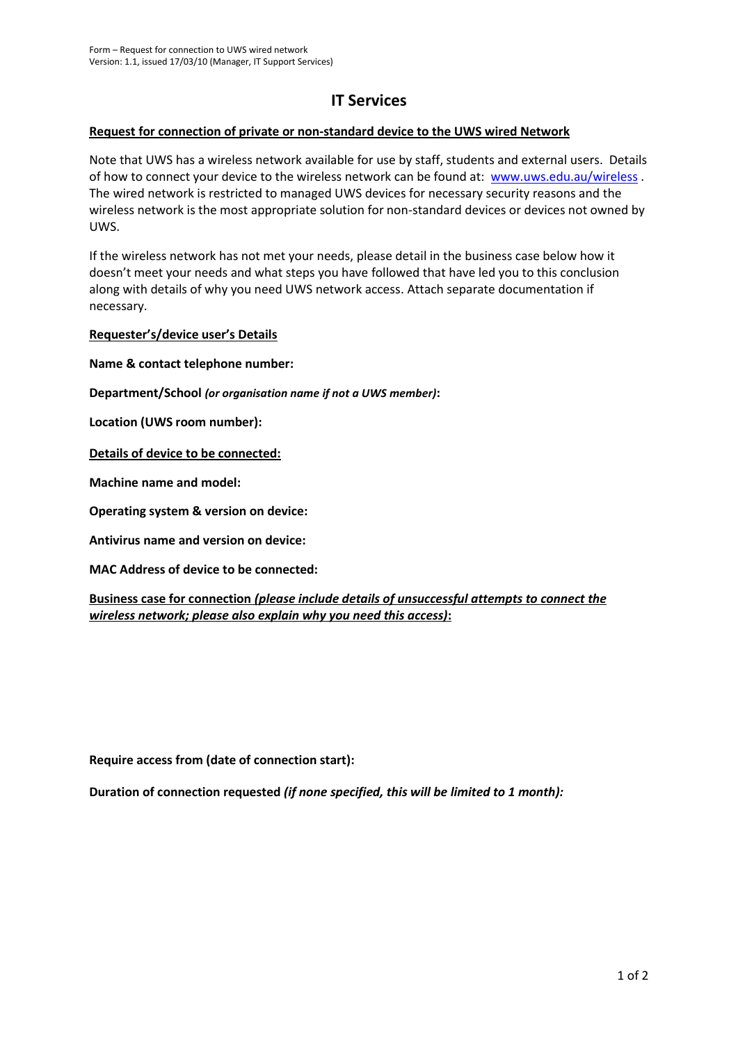Form – Request for connection to UWS wired network
Version: 1.1, issued 17/03/10 (Manager, IT Support Services)

# IT Services

**Request for connection of private or non-standard device to the UWS wired Network**

Note that UWS has a wireless network available for use by staff, students and external users. Details of how to connect your device to the wireless network can be found at: www.uws.edu.au/wireless . The wired network is restricted to managed UWS devices for necessary security reasons and the wireless network is the most appropriate solution for non-standard devices or devices not owned by UWS.

If the wireless network has not met your needs, please detail in the business case below how it doesn't meet your needs and what steps you have followed that have led you to this conclusion along with details of why you need UWS network access. Attach separate documentation if necessary.

**Requester's/device user's Details**

**Name & contact telephone number:**

**Department/School** ***(or organisation name if not a UWS member)*****:**

**Location (UWS room number):**

**Details of device to be connected:**

**Machine name and model:**

**Operating system & version on device:**

**Antivirus name and version on device:**

**MAC Address of device to be connected:**

**Business case for connection** ***(please include details of unsuccessful attempts to connect the wireless network; please also explain why you need this access)*****:**

**Require access from (date of connection start):**

**Duration of connection requested** ***(if none specified, this will be limited to 1 month):***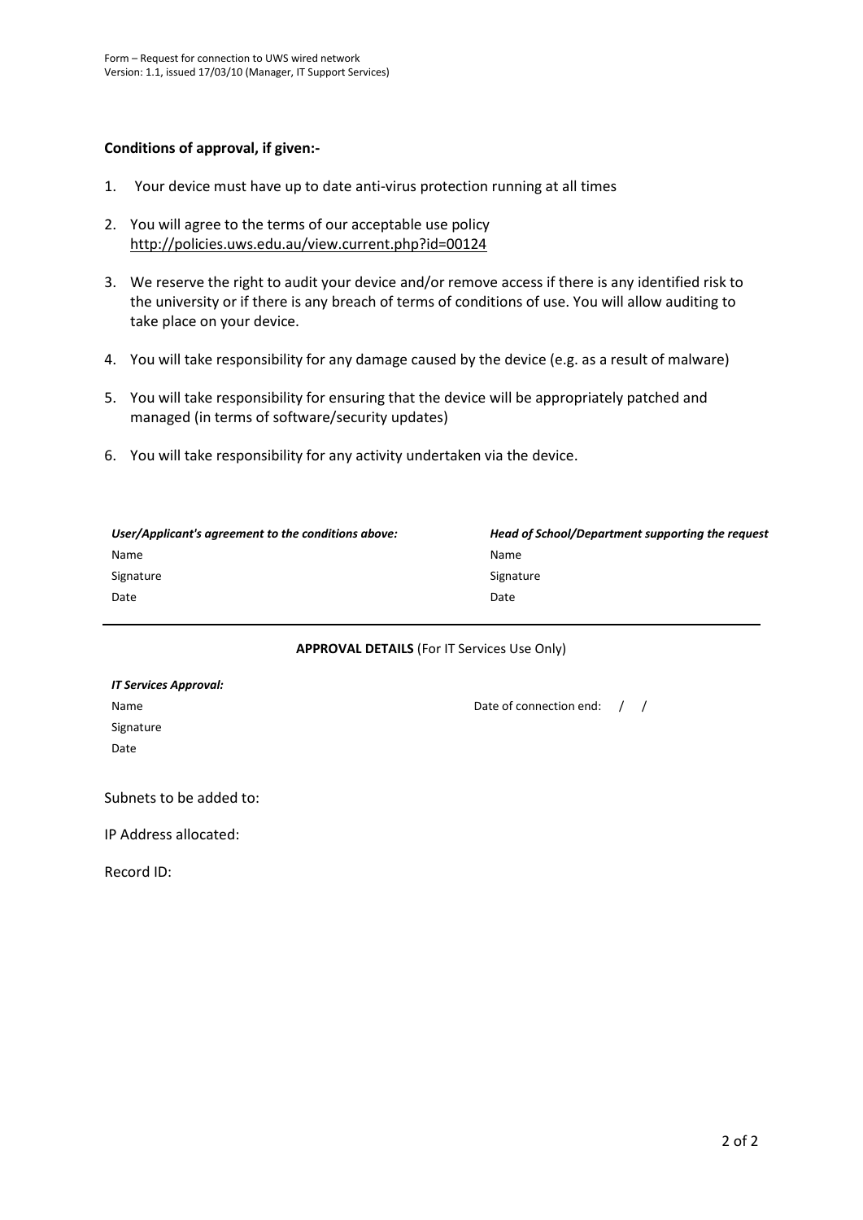**Conditions of approval, if given:-**

1. Your device must have up to date anti-virus protection running at all times
2. You will agree to the terms of our acceptable use policy http://policies.uws.edu.au/view.current.php?id=00124
3. We reserve the right to audit your device and/or remove access if there is any identified risk to the university or if there is any breach of terms of conditions of use. You will allow auditing to take place on your device.
4. You will take responsibility for any damage caused by the device (e.g. as a result of malware)
5. You will take responsibility for ensuring that the device will be appropriately patched and managed (in terms of software/security updates)
6. You will take responsibility for any activity undertaken via the device.

| | |
|---|---|
| ***User/Applicant's agreement to the conditions above:*** | ***Head of School/Department supporting the request*** |
| Name | Name |
| Signature | Signature |
| Date | Date |

---

**APPROVAL DETAILS** (For IT Services Use Only)

| | |
|---|---|
| ***IT Services Approval:*** | |
| Name | Date of connection end: / / |
| Signature | |
| Date | |

Subnets to be added to:

IP Address allocated:

Record ID: